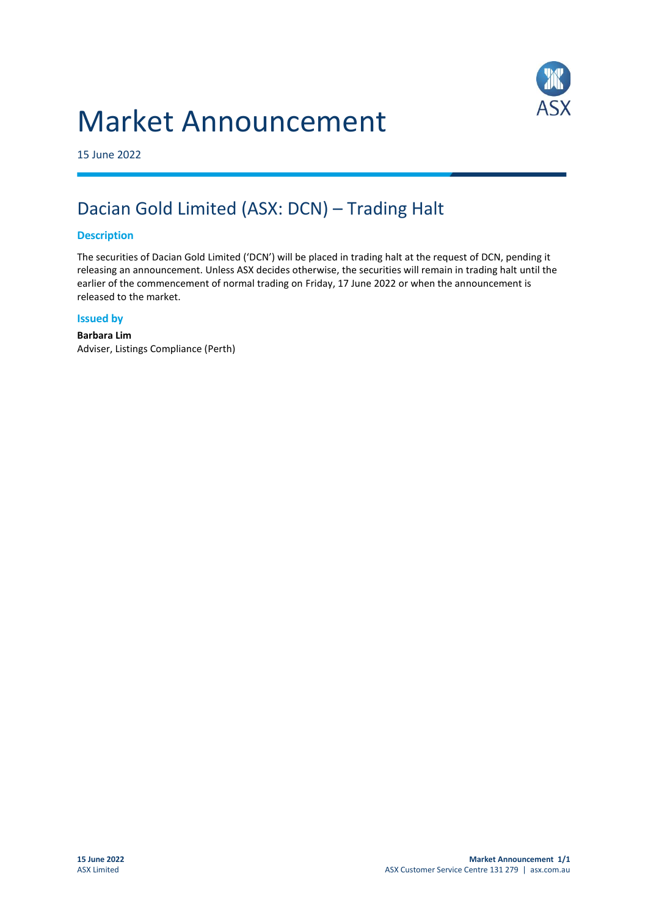# Market Announcement

15 June 2022

## Dacian Gold Limited (ASX: DCN) – Trading Halt

### Description

The securities of Dacian Gold Limited ('DCN') will be placed in trading halt at the request of DCN, pending it releasing an announcement. Unless ASX decides otherwise, the securities will remain in trading halt until the earlier of the commencement of normal trading on Friday, 17 June 2022 or when the announcement is released to the market.

### Issued by

**Barbara Lim**
Adviser, Listings Compliance (Perth)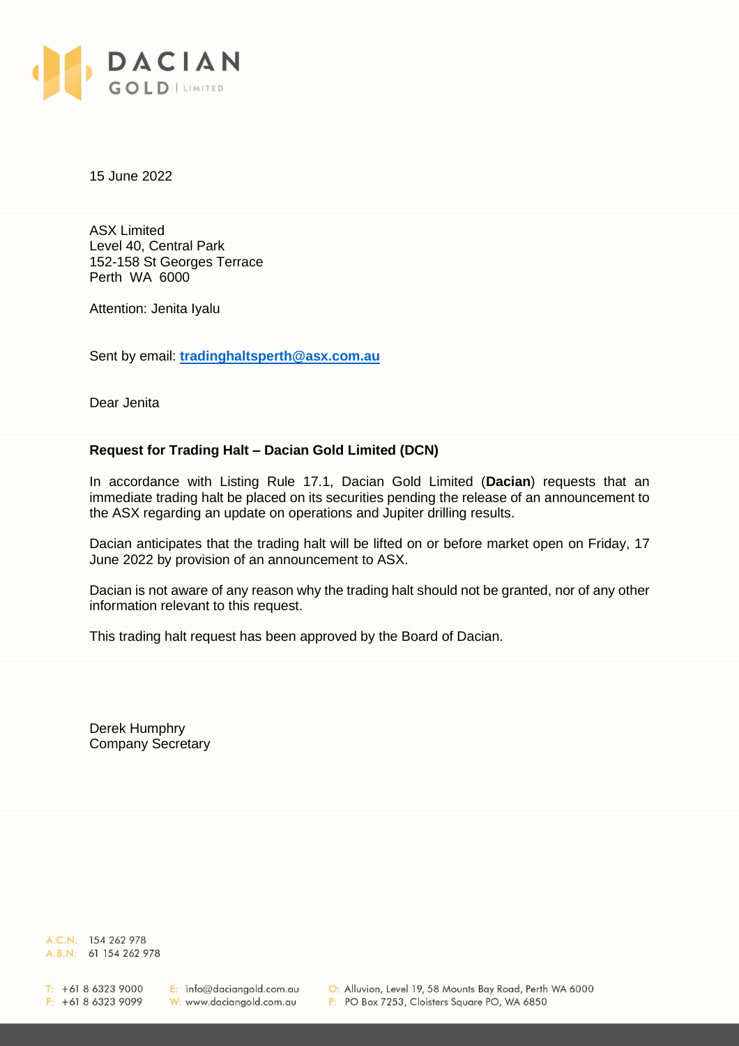DACIAN GOLD LIMITED

15 June 2022

ASX Limited
Level 40, Central Park
152-158 St Georges Terrace
Perth WA 6000

Attention: Jenita Iyalu

Sent by email: **tradinghaltsperth@asx.com.au**

Dear Jenita

**Request for Trading Halt – Dacian Gold Limited (DCN)**

In accordance with Listing Rule 17.1, Dacian Gold Limited (**Dacian**) requests that an immediate trading halt be placed on its securities pending the release of an announcement to the ASX regarding an update on operations and Jupiter drilling results.

Dacian anticipates that the trading halt will be lifted on or before market open on Friday, 17 June 2022 by provision of an announcement to ASX.

Dacian is not aware of any reason why the trading halt should not be granted, nor of any other information relevant to this request.

This trading halt request has been approved by the Board of Dacian.

Derek Humphry
Company Secretary

A.C.N: 154 262 978
A.B.N: 61 154 262 978

T: +61 8 6323 9000
F: +61 8 6323 9099
E: info@daciangold.com.au
W: www.daciangold.com.au
O: Alluvion, Level 19, 58 Mounts Bay Road, Perth WA 6000
P: PO Box 7253, Cloisters Square PO, WA 6850